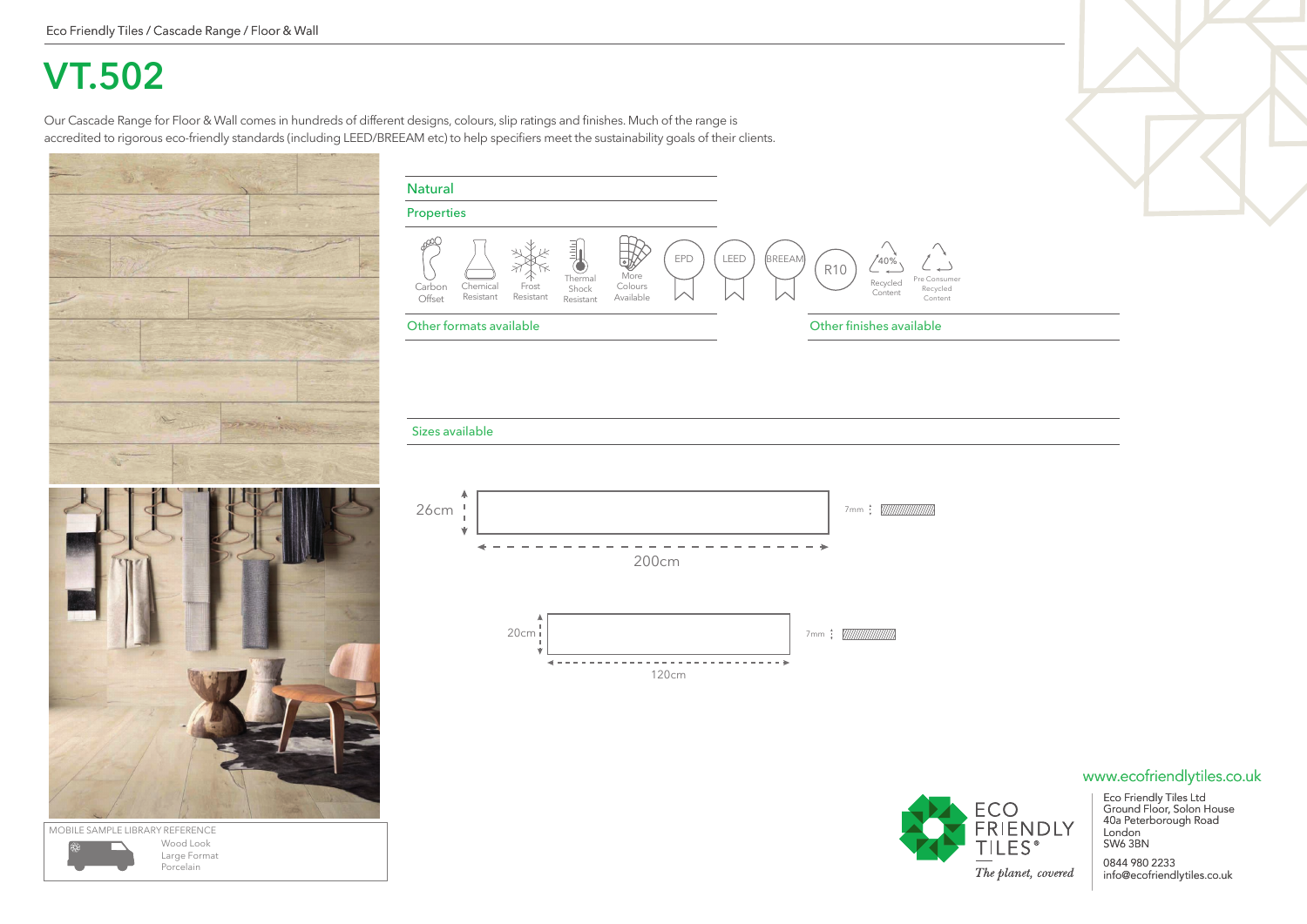Eco Friendly Tiles / Cascade Range / Floor & Wall

# VT.502

Our Cascade Range for Floor & Wall comes in hundreds of different designs, colours, slip ratings and finishes. Much of the range is accredited to rigorous eco-friendly standards (including LEED/BREEAM etc) to help specifiers meet the sustainability goals of their clients.

## Natural

### Properties

- Carbon Offset
- Chemical Resistant
- Frost Resistant
- Thermal Shock Resistant
- More Colours Available
- EPD
- LEED
- BREEAM
- R10
- 40% Recycled Content
- Pre Consumer Recycled Content

### Other formats available

### Other finishes available

### Sizes available

26cm × 200cm — 7mm

20cm × 120cm — 7mm

MOBILE SAMPLE LIBRARY REFERENCE
Wood Look
Large Format
Porcelain

www.ecofriendlytiles.co.uk

ECO FRIENDLY TILES®
*The planet, covered*

Eco Friendly Tiles Ltd
Ground Floor, Solon House
40a Peterborough Road
London
SW6 3BN

0844 980 2233
info@ecofriendlytiles.co.uk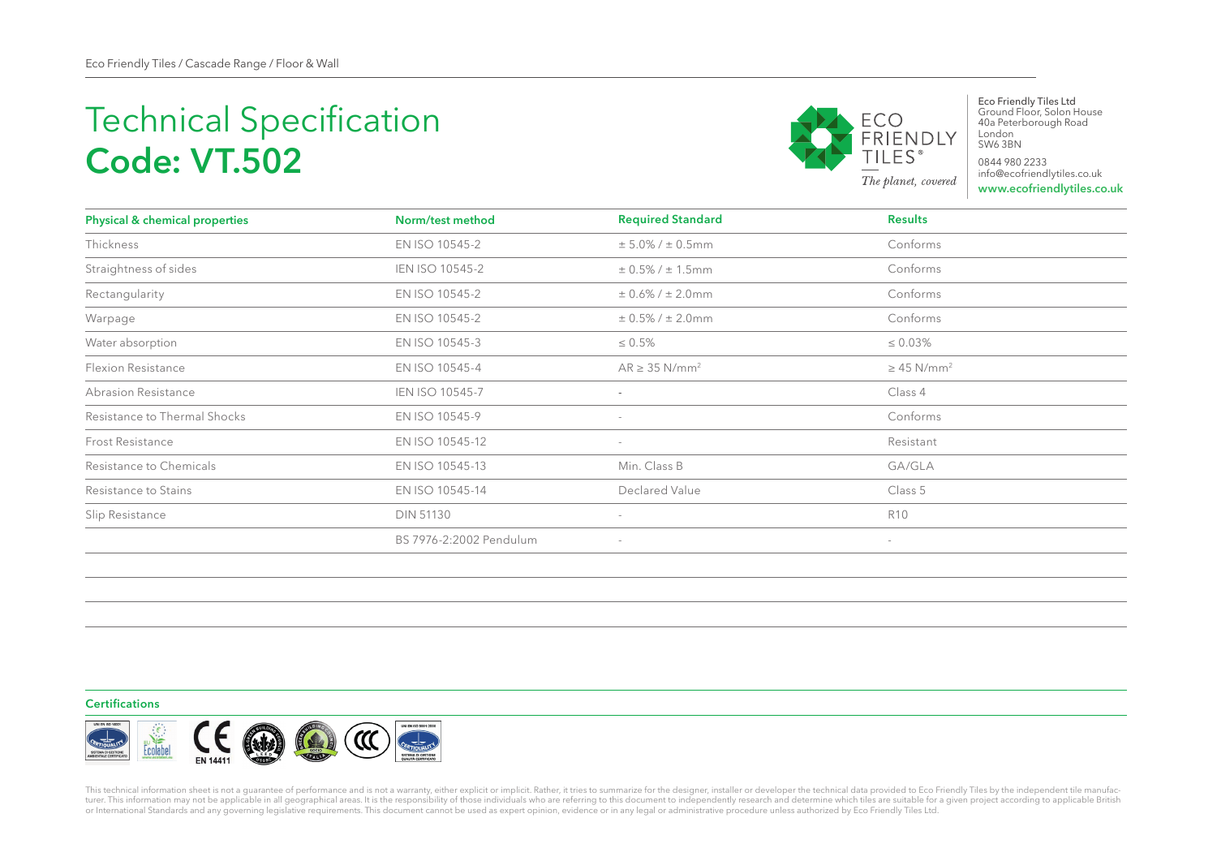Eco Friendly Tiles / Cascade Range / Floor & Wall

# Technical Specification
# **Code: VT.502**

ECO FRIENDLY TILES®
*The planet, covered*

Eco Friendly Tiles Ltd
Ground Floor, Solon House
40a Peterborough Road
London
SW6 3BN

0844 980 2233
info@ecofriendlytiles.co.uk
www.ecofriendlytiles.co.uk

| Physical & chemical properties | Norm/test method | Required Standard | Results |
|---|---|---|---|
| Thickness | EN ISO 10545-2 | ± 5.0% / ± 0.5mm | Conforms |
| Straightness of sides | IEN ISO 10545-2 | ± 0.5% / ± 1.5mm | Conforms |
| Rectangularity | EN ISO 10545-2 | ± 0.6% / ± 2.0mm | Conforms |
| Warpage | EN ISO 10545-2 | ± 0.5% / ± 2.0mm | Conforms |
| Water absorption | EN ISO 10545-3 | ≤ 0.5% | ≤ 0.03% |
| Flexion Resistance | EN ISO 10545-4 | AR ≥ 35 N/mm² | ≥ 45 N/mm² |
| Abrasion Resistance | IEN ISO 10545-7 | - | Class 4 |
| Resistance to Thermal Shocks | EN ISO 10545-9 | - | Conforms |
| Frost Resistance | EN ISO 10545-12 | - | Resistant |
| Resistance to Chemicals | EN ISO 10545-13 | Min. Class B | GA/GLA |
| Resistance to Stains | EN ISO 10545-14 | Declared Value | Class 5 |
| Slip Resistance | DIN 51130 | - | R10 |
| | BS 7976-2:2002 Pendulum | - | - |

**Certifications**

UNI EN ISO 14001 · Ecolabel · CE EN 14411 · UNI EN ISO 9001:2008

This technical information sheet is not a guarantee of performance and is not a warranty, either explicit or implicit. Rather, it tries to summarize for the designer, installer or developer the technical data provided to Eco Friendly Tiles by the independent tile manufacturer. This information may not be applicable in all geographical areas. It is the responsibility of those individuals who are referring to this document to independently research and determine which tiles are suitable for a given project according to applicable British or International Standards and any governing legislative requirements. This document cannot be used as expert opinion, evidence or in any legal or administrative procedure unless authorized by Eco Friendly Tiles Ltd.